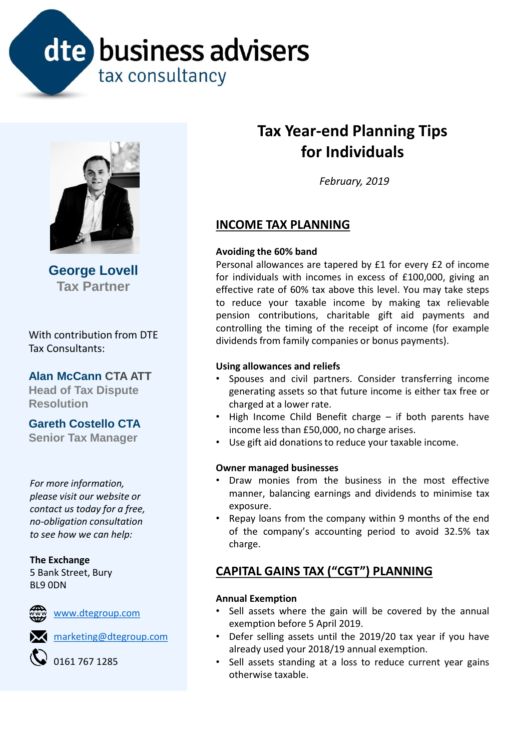dte business advisers
tax consultancy

# Tax Year-end Planning Tips for Individuals

*February, 2019*

## INCOME TAX PLANNING

**Avoiding the 60% band**

Personal allowances are tapered by £1 for every £2 of income for individuals with incomes in excess of £100,000, giving an effective rate of 60% tax above this level. You may take steps to reduce your taxable income by making tax relievable pension contributions, charitable gift aid payments and controlling the timing of the receipt of income (for example dividends from family companies or bonus payments).

**Using allowances and reliefs**

- Spouses and civil partners. Consider transferring income generating assets so that future income is either tax free or charged at a lower rate.
- High Income Child Benefit charge – if both parents have income less than £50,000, no charge arises.
- Use gift aid donations to reduce your taxable income.

**Owner managed businesses**

- Draw monies from the business in the most effective manner, balancing earnings and dividends to minimise tax exposure.
- Repay loans from the company within 9 months of the end of the company's accounting period to avoid 32.5% tax charge.

## CAPITAL GAINS TAX ("CGT") PLANNING

**Annual Exemption**

- Sell assets where the gain will be covered by the annual exemption before 5 April 2019.
- Defer selling assets until the 2019/20 tax year if you have already used your 2018/19 annual exemption.
- Sell assets standing at a loss to reduce current year gains otherwise taxable.

**George Lovell**
Tax Partner

With contribution from DTE Tax Consultants:

**Alan McCann CTA ATT**
Head of Tax Dispute Resolution

**Gareth Costello CTA**
Senior Tax Manager

*For more information, please visit our website or contact us today for a free, no-obligation consultation to see how we can help:*

**The Exchange**
5 Bank Street, Bury
BL9 0DN

www.dtegroup.com

marketing@dtegroup.com

0161 767 1285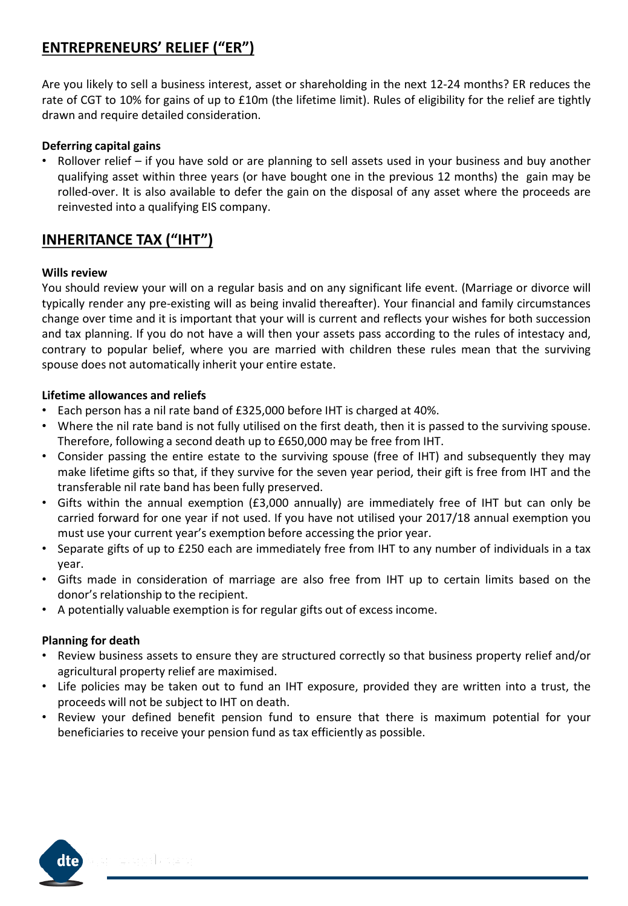## ENTREPRENEURS' RELIEF ("ER")

Are you likely to sell a business interest, asset or shareholding in the next 12-24 months? ER reduces the rate of CGT to 10% for gains of up to £10m (the lifetime limit). Rules of eligibility for the relief are tightly drawn and require detailed consideration.

**Deferring capital gains**

- Rollover relief – if you have sold or are planning to sell assets used in your business and buy another qualifying asset within three years (or have bought one in the previous 12 months) the gain may be rolled-over. It is also available to defer the gain on the disposal of any asset where the proceeds are reinvested into a qualifying EIS company.

## INHERITANCE TAX ("IHT")

**Wills review**

You should review your will on a regular basis and on any significant life event. (Marriage or divorce will typically render any pre-existing will as being invalid thereafter). Your financial and family circumstances change over time and it is important that your will is current and reflects your wishes for both succession and tax planning. If you do not have a will then your assets pass according to the rules of intestacy and, contrary to popular belief, where you are married with children these rules mean that the surviving spouse does not automatically inherit your entire estate.

**Lifetime allowances and reliefs**

- Each person has a nil rate band of £325,000 before IHT is charged at 40%.
- Where the nil rate band is not fully utilised on the first death, then it is passed to the surviving spouse. Therefore, following a second death up to £650,000 may be free from IHT.
- Consider passing the entire estate to the surviving spouse (free of IHT) and subsequently they may make lifetime gifts so that, if they survive for the seven year period, their gift is free from IHT and the transferable nil rate band has been fully preserved.
- Gifts within the annual exemption (£3,000 annually) are immediately free of IHT but can only be carried forward for one year if not used. If you have not utilised your 2017/18 annual exemption you must use your current year's exemption before accessing the prior year.
- Separate gifts of up to £250 each are immediately free from IHT to any number of individuals in a tax year.
- Gifts made in consideration of marriage are also free from IHT up to certain limits based on the donor's relationship to the recipient.
- A potentially valuable exemption is for regular gifts out of excess income.

**Planning for death**

- Review business assets to ensure they are structured correctly so that business property relief and/or agricultural property relief are maximised.
- Life policies may be taken out to fund an IHT exposure, provided they are written into a trust, the proceeds will not be subject to IHT on death.
- Review your defined benefit pension fund to ensure that there is maximum potential for your beneficiaries to receive your pension fund as tax efficiently as possible.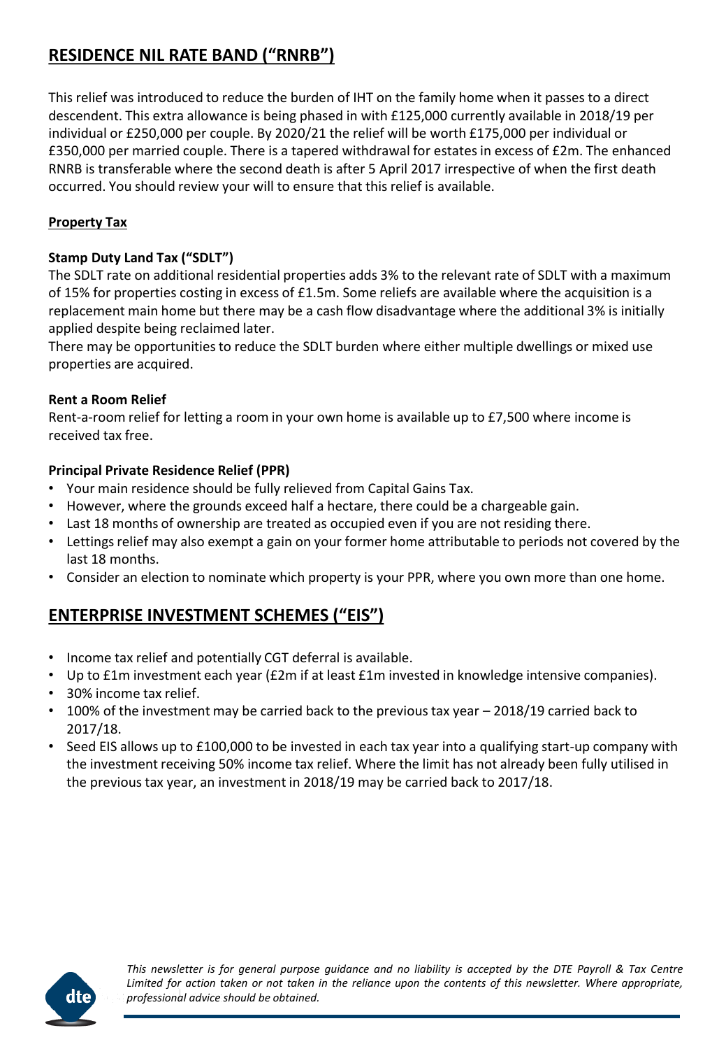## RESIDENCE NIL RATE BAND ("RNRB")

This relief was introduced to reduce the burden of IHT on the family home when it passes to a direct descendent. This extra allowance is being phased in with £125,000 currently available in 2018/19 per individual or £250,000 per couple. By 2020/21 the relief will be worth £175,000 per individual or £350,000 per married couple. There is a tapered withdrawal for estates in excess of £2m. The enhanced RNRB is transferable where the second death is after 5 April 2017 irrespective of when the first death occurred. You should review your will to ensure that this relief is available.

### Property Tax

**Stamp Duty Land Tax ("SDLT")**

The SDLT rate on additional residential properties adds 3% to the relevant rate of SDLT with a maximum of 15% for properties costing in excess of £1.5m. Some reliefs are available where the acquisition is a replacement main home but there may be a cash flow disadvantage where the additional 3% is initially applied despite being reclaimed later.

There may be opportunities to reduce the SDLT burden where either multiple dwellings or mixed use properties are acquired.

**Rent a Room Relief**

Rent-a-room relief for letting a room in your own home is available up to £7,500 where income is received tax free.

**Principal Private Residence Relief (PPR)**

- Your main residence should be fully relieved from Capital Gains Tax.
- However, where the grounds exceed half a hectare, there could be a chargeable gain.
- Last 18 months of ownership are treated as occupied even if you are not residing there.
- Lettings relief may also exempt a gain on your former home attributable to periods not covered by the last 18 months.
- Consider an election to nominate which property is your PPR, where you own more than one home.

## ENTERPRISE INVESTMENT SCHEMES ("EIS")

- Income tax relief and potentially CGT deferral is available.
- Up to £1m investment each year (£2m if at least £1m invested in knowledge intensive companies).
- 30% income tax relief.
- 100% of the investment may be carried back to the previous tax year – 2018/19 carried back to 2017/18.
- Seed EIS allows up to £100,000 to be invested in each tax year into a qualifying start-up company with the investment receiving 50% income tax relief. Where the limit has not already been fully utilised in the previous tax year, an investment in 2018/19 may be carried back to 2017/18.

*This newsletter is for general purpose guidance and no liability is accepted by the DTE Payroll & Tax Centre Limited for action taken or not taken in the reliance upon the contents of this newsletter. Where appropriate, professional advice should be obtained.*